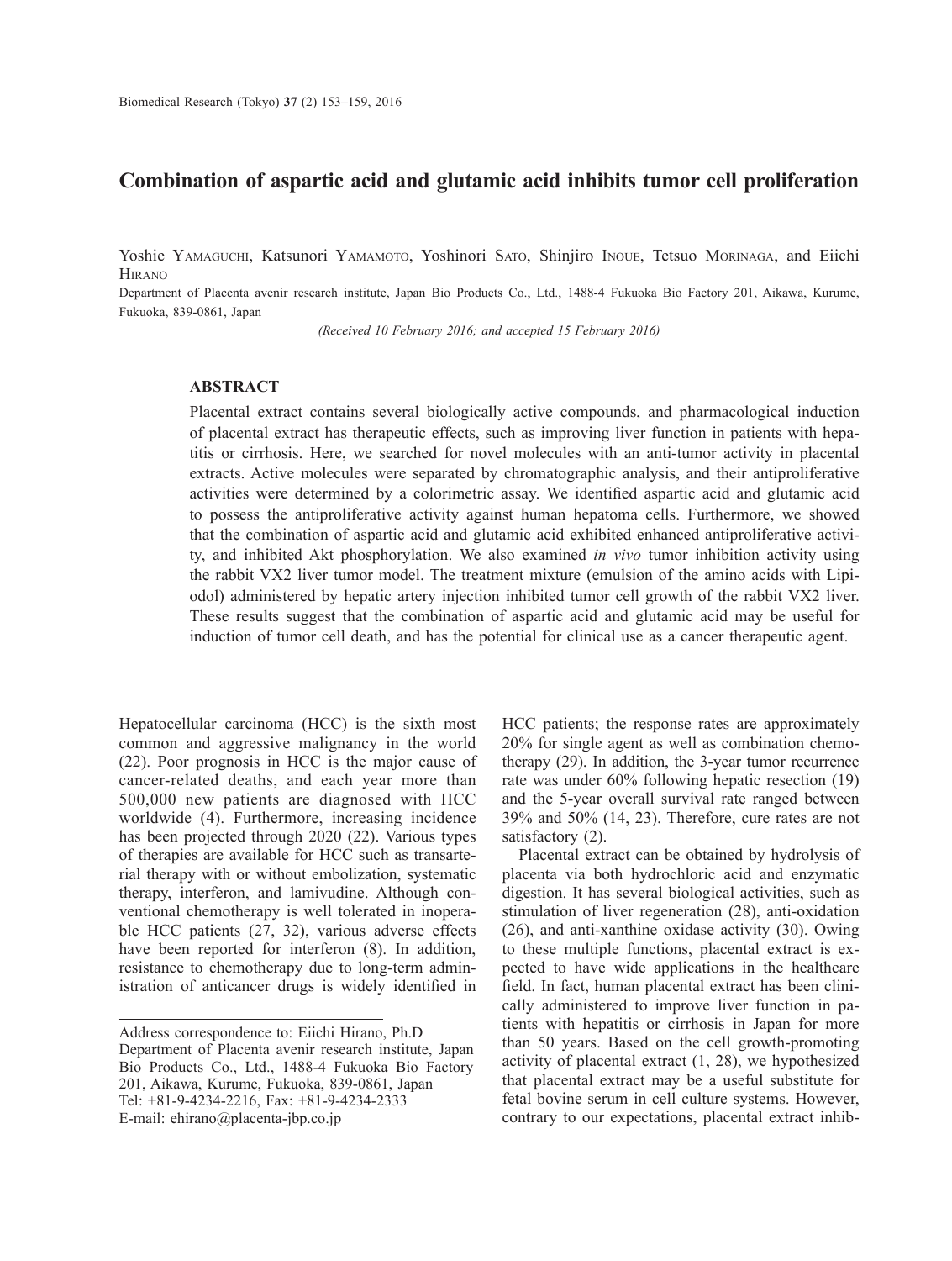# Combination of aspartic acid and glutamic acid inhibits tumor cell proliferation

Yoshie Yamaguchi, Katsunori Yamamoto, Yoshinori Sato, Shinjiro Inoue, Tetsuo Morinaga, and Eiichi Hirano

Department of Placenta avenir research institute, Japan Bio Products Co., Ltd., 1488-4 Fukuoka Bio Factory 201, Aikawa, Kurume, Fukuoka, 839-0861, Japan

*(Received 10 February 2016; and accepted 15 February 2016)*

## ABSTRACT

Placental extract contains several biologically active compounds, and pharmacological induction of placental extract has therapeutic effects, such as improving liver function in patients with hepatitis or cirrhosis. Here, we searched for novel molecules with an anti-tumor activity in placental extracts. Active molecules were separated by chromatographic analysis, and their antiproliferative activities were determined by a colorimetric assay. We identified aspartic acid and glutamic acid to possess the antiproliferative activity against human hepatoma cells. Furthermore, we showed that the combination of aspartic acid and glutamic acid exhibited enhanced antiproliferative activity, and inhibited Akt phosphorylation. We also examined *in vivo* tumor inhibition activity using the rabbit VX2 liver tumor model. The treatment mixture (emulsion of the amino acids with Lipiodol) administered by hepatic artery injection inhibited tumor cell growth of the rabbit VX2 liver. These results suggest that the combination of aspartic acid and glutamic acid may be useful for induction of tumor cell death, and has the potential for clinical use as a cancer therapeutic agent.

Hepatocellular carcinoma (HCC) is the sixth most common and aggressive malignancy in the world (22). Poor prognosis in HCC is the major cause of cancer-related deaths, and each year more than 500,000 new patients are diagnosed with HCC worldwide (4). Furthermore, increasing incidence has been projected through 2020 (22). Various types of therapies are available for HCC such as transarterial therapy with or without embolization, systematic therapy, interferon, and lamivudine. Although conventional chemotherapy is well tolerated in inoperable HCC patients (27, 32), various adverse effects have been reported for interferon (8). In addition, resistance to chemotherapy due to long-term administration of anticancer drugs is widely identified in HCC patients; the response rates are approximately 20% for single agent as well as combination chemotherapy (29). In addition, the 3-year tumor recurrence rate was under 60% following hepatic resection (19) and the 5-year overall survival rate ranged between 39% and 50% (14, 23). Therefore, cure rates are not satisfactory (2).

Placental extract can be obtained by hydrolysis of placenta via both hydrochloric acid and enzymatic digestion. It has several biological activities, such as stimulation of liver regeneration (28), anti-oxidation (26), and anti-xanthine oxidase activity (30). Owing to these multiple functions, placental extract is expected to have wide applications in the healthcare field. In fact, human placental extract has been clinically administered to improve liver function in patients with hepatitis or cirrhosis in Japan for more than 50 years. Based on the cell growth-promoting activity of placental extract (1, 28), we hypothesized that placental extract may be a useful substitute for fetal bovine serum in cell culture systems. However, contrary to our expectations, placental extract inhib-

Address correspondence to: Eiichi Hirano, Ph.D
Department of Placenta avenir research institute, Japan Bio Products Co., Ltd., 1488-4 Fukuoka Bio Factory 201, Aikawa, Kurume, Fukuoka, 839-0861, Japan
Tel: +81-9-4234-2216, Fax: +81-9-4234-2333
E-mail: ehirano@placenta-jbp.co.jp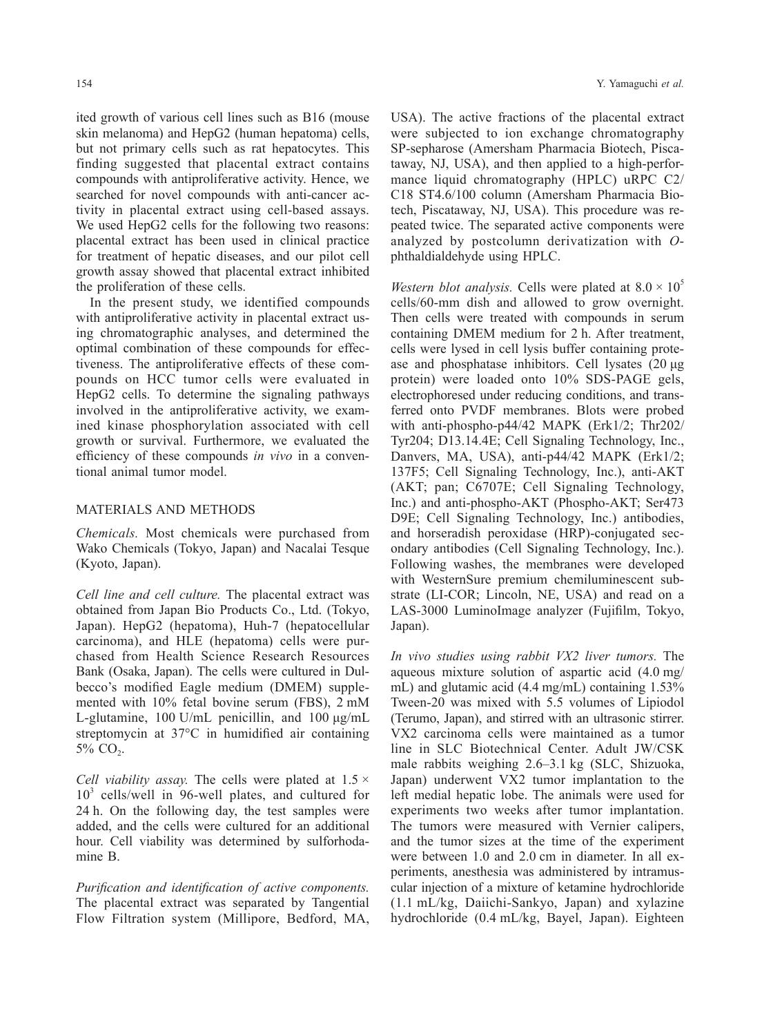ited growth of various cell lines such as B16 (mouse skin melanoma) and HepG2 (human hepatoma) cells, but not primary cells such as rat hepatocytes. This finding suggested that placental extract contains compounds with antiproliferative activity. Hence, we searched for novel compounds with anti-cancer activity in placental extract using cell-based assays. We used HepG2 cells for the following two reasons: placental extract has been used in clinical practice for treatment of hepatic diseases, and our pilot cell growth assay showed that placental extract inhibited the proliferation of these cells.

In the present study, we identified compounds with antiproliferative activity in placental extract using chromatographic analyses, and determined the optimal combination of these compounds for effectiveness. The antiproliferative effects of these compounds on HCC tumor cells were evaluated in HepG2 cells. To determine the signaling pathways involved in the antiproliferative activity, we examined kinase phosphorylation associated with cell growth or survival. Furthermore, we evaluated the efficiency of these compounds *in vivo* in a conventional animal tumor model.

## MATERIALS AND METHODS

*Chemicals.* Most chemicals were purchased from Wako Chemicals (Tokyo, Japan) and Nacalai Tesque (Kyoto, Japan).

*Cell line and cell culture.* The placental extract was obtained from Japan Bio Products Co., Ltd. (Tokyo, Japan). HepG2 (hepatoma), Huh-7 (hepatocellular carcinoma), and HLE (hepatoma) cells were purchased from Health Science Research Resources Bank (Osaka, Japan). The cells were cultured in Dulbecco's modified Eagle medium (DMEM) supplemented with 10% fetal bovine serum (FBS), 2 mM L-glutamine, 100 U/mL penicillin, and 100 μg/mL streptomycin at 37°C in humidified air containing 5% $CO_2$.

*Cell viability assay.* The cells were plated at $1.5 \times 10^3$ cells/well in 96-well plates, and cultured for 24 h. On the following day, the test samples were added, and the cells were cultured for an additional hour. Cell viability was determined by sulforhodamine B.

*Purification and identification of active components.* The placental extract was separated by Tangential Flow Filtration system (Millipore, Bedford, MA, USA). The active fractions of the placental extract were subjected to ion exchange chromatography SP-sepharose (Amersham Pharmacia Biotech, Piscataway, NJ, USA), and then applied to a high-performance liquid chromatography (HPLC) uRPC C2/C18 ST4.6/100 column (Amersham Pharmacia Biotech, Piscataway, NJ, USA). This procedure was repeated twice. The separated active components were analyzed by postcolumn derivatization with *O*-phthaldialdehyde using HPLC.

*Western blot analysis.* Cells were plated at $8.0 \times 10^5$ cells/60-mm dish and allowed to grow overnight. Then cells were treated with compounds in serum containing DMEM medium for 2 h. After treatment, cells were lysed in cell lysis buffer containing protease and phosphatase inhibitors. Cell lysates (20 μg protein) were loaded onto 10% SDS-PAGE gels, electrophoresed under reducing conditions, and transferred onto PVDF membranes. Blots were probed with anti-phospho-p44/42 MAPK (Erk1/2; Thr202/Tyr204; D13.14.4E; Cell Signaling Technology, Inc., Danvers, MA, USA), anti-p44/42 MAPK (Erk1/2; 137F5; Cell Signaling Technology, Inc.), anti-AKT (AKT; pan; C6707E; Cell Signaling Technology, Inc.) and anti-phospho-AKT (Phospho-AKT; Ser473 D9E; Cell Signaling Technology, Inc.) antibodies, and horseradish peroxidase (HRP)-conjugated secondary antibodies (Cell Signaling Technology, Inc.). Following washes, the membranes were developed with WesternSure premium chemiluminescent substrate (LI-COR; Lincoln, NE, USA) and read on a LAS-3000 LuminoImage analyzer (Fujifilm, Tokyo, Japan).

*In vivo studies using rabbit VX2 liver tumors.* The aqueous mixture solution of aspartic acid (4.0 mg/mL) and glutamic acid (4.4 mg/mL) containing 1.53% Tween-20 was mixed with 5.5 volumes of Lipiodol (Terumo, Japan), and stirred with an ultrasonic stirrer. VX2 carcinoma cells were maintained as a tumor line in SLC Biotechnical Center. Adult JW/CSK male rabbits weighing 2.6–3.1 kg (SLC, Shizuoka, Japan) underwent VX2 tumor implantation to the left medial hepatic lobe. The animals were used for experiments two weeks after tumor implantation. The tumors were measured with Vernier calipers, and the tumor sizes at the time of the experiment were between 1.0 and 2.0 cm in diameter. In all experiments, anesthesia was administered by intramuscular injection of a mixture of ketamine hydrochloride (1.1 mL/kg, Daiichi-Sankyo, Japan) and xylazine hydrochloride (0.4 mL/kg, Bayel, Japan). Eighteen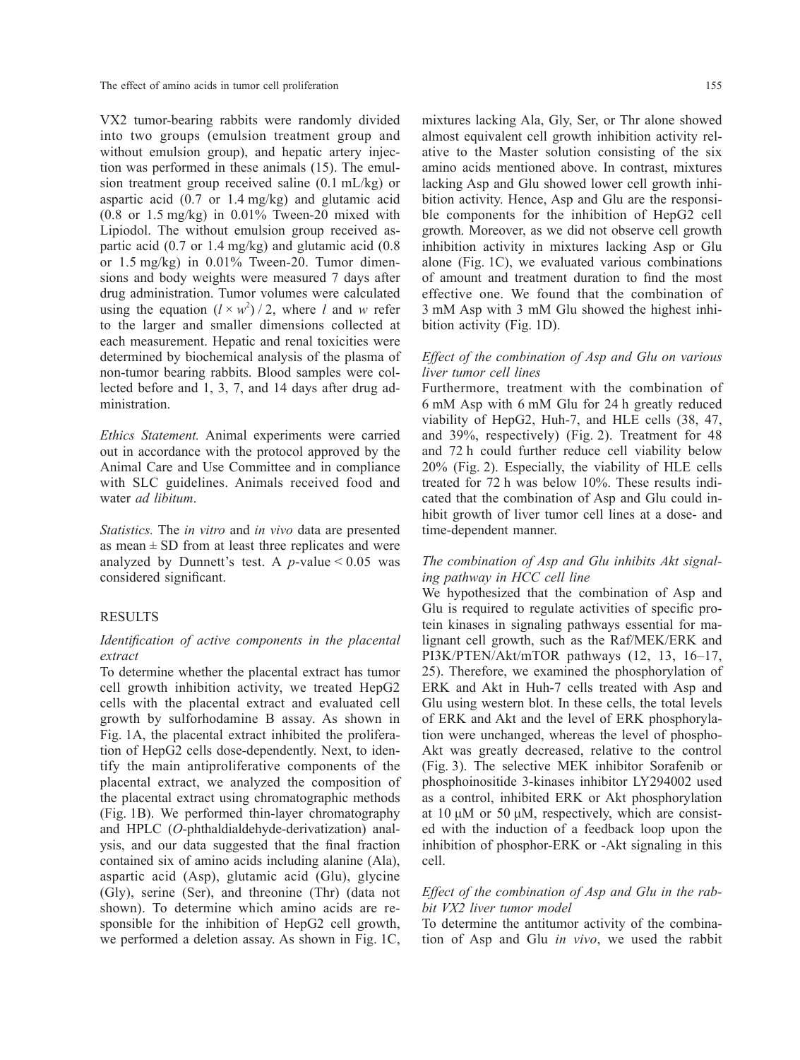VX2 tumor-bearing rabbits were randomly divided into two groups (emulsion treatment group and without emulsion group), and hepatic artery injection was performed in these animals (15). The emulsion treatment group received saline (0.1 mL/kg) or aspartic acid (0.7 or 1.4 mg/kg) and glutamic acid (0.8 or 1.5 mg/kg) in 0.01% Tween-20 mixed with Lipiodol. The without emulsion group received aspartic acid (0.7 or 1.4 mg/kg) and glutamic acid (0.8 or 1.5 mg/kg) in 0.01% Tween-20. Tumor dimensions and body weights were measured 7 days after drug administration. Tumor volumes were calculated using the equation $(l \times w^2) / 2$, where $l$ and $w$ refer to the larger and smaller dimensions collected at each measurement. Hepatic and renal toxicities were determined by biochemical analysis of the plasma of non-tumor bearing rabbits. Blood samples were collected before and 1, 3, 7, and 14 days after drug administration.

*Ethics Statement.* Animal experiments were carried out in accordance with the protocol approved by the Animal Care and Use Committee and in compliance with SLC guidelines. Animals received food and water *ad libitum*.

*Statistics.* The *in vitro* and *in vivo* data are presented as mean ± SD from at least three replicates and were analyzed by Dunnett's test. A $p$-value $< 0.05$ was considered significant.

## RESULTS

### *Identification of active components in the placental extract*

To determine whether the placental extract has tumor cell growth inhibition activity, we treated HepG2 cells with the placental extract and evaluated cell growth by sulforhodamine B assay. As shown in Fig. 1A, the placental extract inhibited the proliferation of HepG2 cells dose-dependently. Next, to identify the main antiproliferative components of the placental extract, we analyzed the composition of the placental extract using chromatographic methods (Fig. 1B). We performed thin-layer chromatography and HPLC (*O*-phthaldialdehyde-derivatization) analysis, and our data suggested that the final fraction contained six of amino acids including alanine (Ala), aspartic acid (Asp), glutamic acid (Glu), glycine (Gly), serine (Ser), and threonine (Thr) (data not shown). To determine which amino acids are responsible for the inhibition of HepG2 cell growth, we performed a deletion assay. As shown in Fig. 1C, mixtures lacking Ala, Gly, Ser, or Thr alone showed almost equivalent cell growth inhibition activity relative to the Master solution consisting of the six amino acids mentioned above. In contrast, mixtures lacking Asp and Glu showed lower cell growth inhibition activity. Hence, Asp and Glu are the responsible components for the inhibition of HepG2 cell growth. Moreover, as we did not observe cell growth inhibition activity in mixtures lacking Asp or Glu alone (Fig. 1C), we evaluated various combinations of amount and treatment duration to find the most effective one. We found that the combination of 3 mM Asp with 3 mM Glu showed the highest inhibition activity (Fig. 1D).

### *Effect of the combination of Asp and Glu on various liver tumor cell lines*

Furthermore, treatment with the combination of 6 mM Asp with 6 mM Glu for 24 h greatly reduced viability of HepG2, Huh-7, and HLE cells (38, 47, and 39%, respectively) (Fig. 2). Treatment for 48 and 72 h could further reduce cell viability below 20% (Fig. 2). Especially, the viability of HLE cells treated for 72 h was below 10%. These results indicated that the combination of Asp and Glu could inhibit growth of liver tumor cell lines at a dose- and time-dependent manner.

### *The combination of Asp and Glu inhibits Akt signaling pathway in HCC cell line*

We hypothesized that the combination of Asp and Glu is required to regulate activities of specific protein kinases in signaling pathways essential for malignant cell growth, such as the Raf/MEK/ERK and PI3K/PTEN/Akt/mTOR pathways (12, 13, 16–17, 25). Therefore, we examined the phosphorylation of ERK and Akt in Huh-7 cells treated with Asp and Glu using western blot. In these cells, the total levels of ERK and Akt and the level of ERK phosphorylation were unchanged, whereas the level of phospho-Akt was greatly decreased, relative to the control (Fig. 3). The selective MEK inhibitor Sorafenib or phosphoinositide 3-kinases inhibitor LY294002 used as a control, inhibited ERK or Akt phosphorylation at 10 μM or 50 μM, respectively, which are consisted with the induction of a feedback loop upon the inhibition of phosphor-ERK or -Akt signaling in this cell.

### *Effect of the combination of Asp and Glu in the rabbit VX2 liver tumor model*

To determine the antitumor activity of the combination of Asp and Glu *in vivo*, we used the rabbit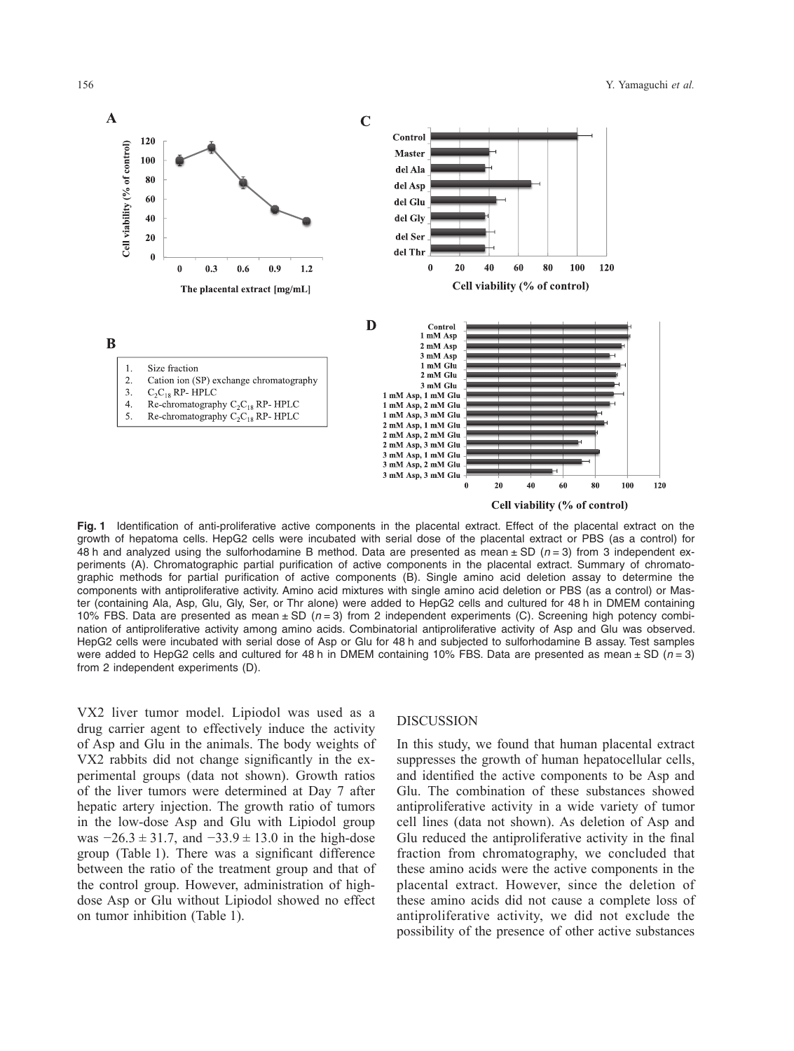**Fig. 1** Identification of anti-proliferative active components in the placental extract. Effect of the placental extract on the growth of hepatoma cells. HepG2 cells were incubated with serial dose of the placental extract or PBS (as a control) for 48 h and analyzed using the sulforhodamine B method. Data are presented as mean ± SD ($n = 3$) from 3 independent experiments (A). Chromatographic partial purification of active components in the placental extract. Summary of chromatographic methods for partial purification of active components (B). Single amino acid deletion assay to determine the components with antiproliferative activity. Amino acid mixtures with single amino acid deletion or PBS (as a control) or Master (containing Ala, Asp, Glu, Gly, Ser, or Thr alone) were added to HepG2 cells and cultured for 48 h in DMEM containing 10% FBS. Data are presented as mean ± SD ($n = 3$) from 2 independent experiments (C). Screening high potency combination of antiproliferative activity among amino acids. Combinatorial antiproliferative activity of Asp and Glu was observed. HepG2 cells were incubated with serial dose of Asp or Glu for 48 h and subjected to sulforhodamine B assay. Test samples were added to HepG2 cells and cultured for 48 h in DMEM containing 10% FBS. Data are presented as mean ± SD ($n = 3$) from 2 independent experiments (D).

VX2 liver tumor model. Lipiodol was used as a drug carrier agent to effectively induce the activity of Asp and Glu in the animals. The body weights of VX2 rabbits did not change significantly in the experimental groups (data not shown). Growth ratios of the liver tumors were determined at Day 7 after hepatic artery injection. The growth ratio of tumors in the low-dose Asp and Glu with Lipiodol group was −26.3 ± 31.7, and −33.9 ± 13.0 in the high-dose group (Table 1). There was a significant difference between the ratio of the treatment group and that of the control group. However, administration of high-dose Asp or Glu without Lipiodol showed no effect on tumor inhibition (Table 1).

## DISCUSSION

In this study, we found that human placental extract suppresses the growth of human hepatocellular cells, and identified the active components to be Asp and Glu. The combination of these substances showed antiproliferative activity in a wide variety of tumor cell lines (data not shown). As deletion of Asp and Glu reduced the antiproliferative activity in the final fraction from chromatography, we concluded that these amino acids were the active components in the placental extract. However, since the deletion of these amino acids did not cause a complete loss of antiproliferative activity, we did not exclude the possibility of the presence of other active substances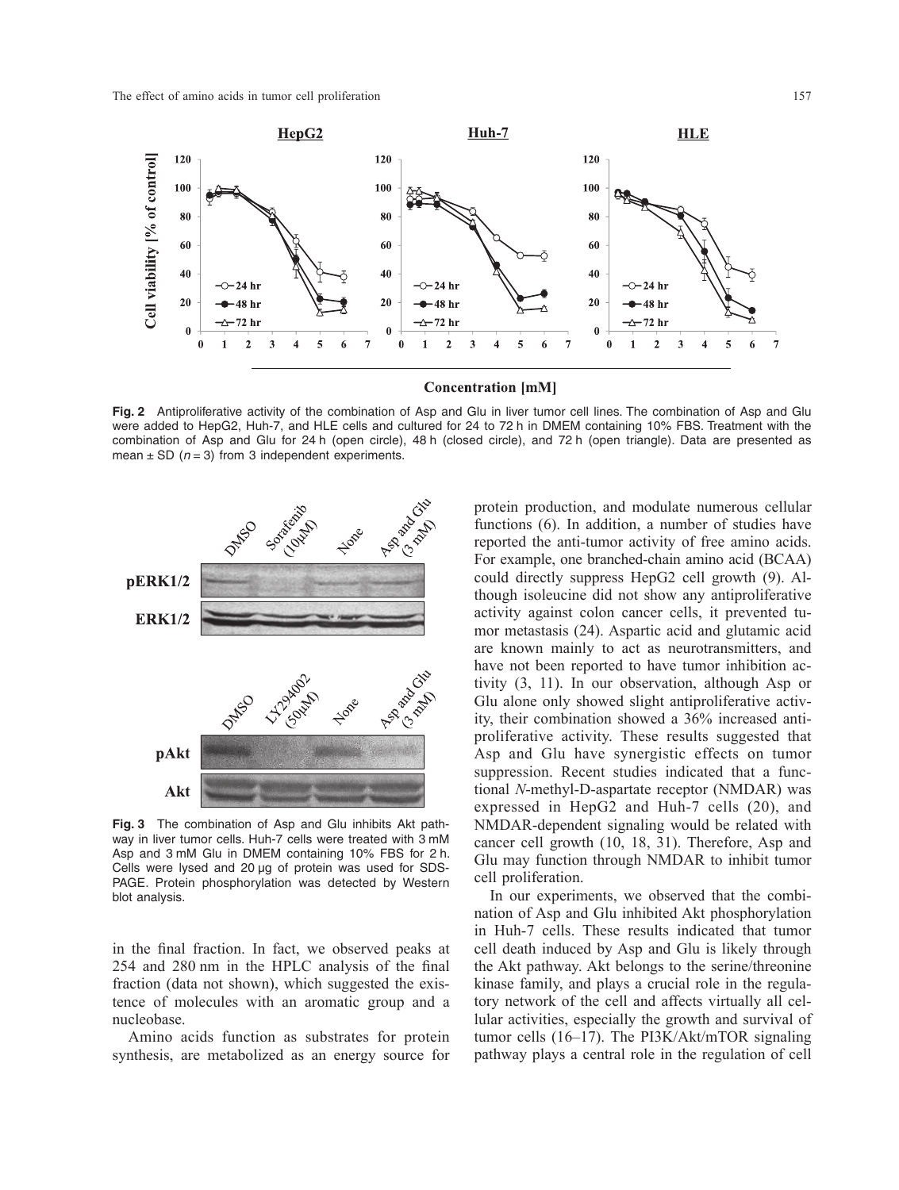**Fig. 2** Antiproliferative activity of the combination of Asp and Glu in liver tumor cell lines. The combination of Asp and Glu were added to HepG2, Huh-7, and HLE cells and cultured for 24 to 72 h in DMEM containing 10% FBS. Treatment with the combination of Asp and Glu for 24 h (open circle), 48 h (closed circle), and 72 h (open triangle). Data are presented as mean ± SD ($n = 3$) from 3 independent experiments.

**Fig. 3** The combination of Asp and Glu inhibits Akt pathway in liver tumor cells. Huh-7 cells were treated with 3 mM Asp and 3 mM Glu in DMEM containing 10% FBS for 2 h. Cells were lysed and 20 μg of protein was used for SDS-PAGE. Protein phosphorylation was detected by Western blot analysis.

in the final fraction. In fact, we observed peaks at 254 and 280 nm in the HPLC analysis of the final fraction (data not shown), which suggested the existence of molecules with an aromatic group and a nucleobase.

Amino acids function as substrates for protein synthesis, are metabolized as an energy source for protein production, and modulate numerous cellular functions (6). In addition, a number of studies have reported the anti-tumor activity of free amino acids. For example, one branched-chain amino acid (BCAA) could directly suppress HepG2 cell growth (9). Although isoleucine did not show any antiproliferative activity against colon cancer cells, it prevented tumor metastasis (24). Aspartic acid and glutamic acid are known mainly to act as neurotransmitters, and have not been reported to have tumor inhibition activity (3, 11). In our observation, although Asp or Glu alone only showed slight antiproliferative activity, their combination showed a 36% increased antiproliferative activity. These results suggested that Asp and Glu have synergistic effects on tumor suppression. Recent studies indicated that a functional *N*-methyl-D-aspartate receptor (NMDAR) was expressed in HepG2 and Huh-7 cells (20), and NMDAR-dependent signaling would be related with cancer cell growth (10, 18, 31). Therefore, Asp and Glu may function through NMDAR to inhibit tumor cell proliferation.

In our experiments, we observed that the combination of Asp and Glu inhibited Akt phosphorylation in Huh-7 cells. These results indicated that tumor cell death induced by Asp and Glu is likely through the Akt pathway. Akt belongs to the serine/threonine kinase family, and plays a crucial role in the regulatory network of the cell and affects virtually all cellular activities, especially the growth and survival of tumor cells (16–17). The PI3K/Akt/mTOR signaling pathway plays a central role in the regulation of cell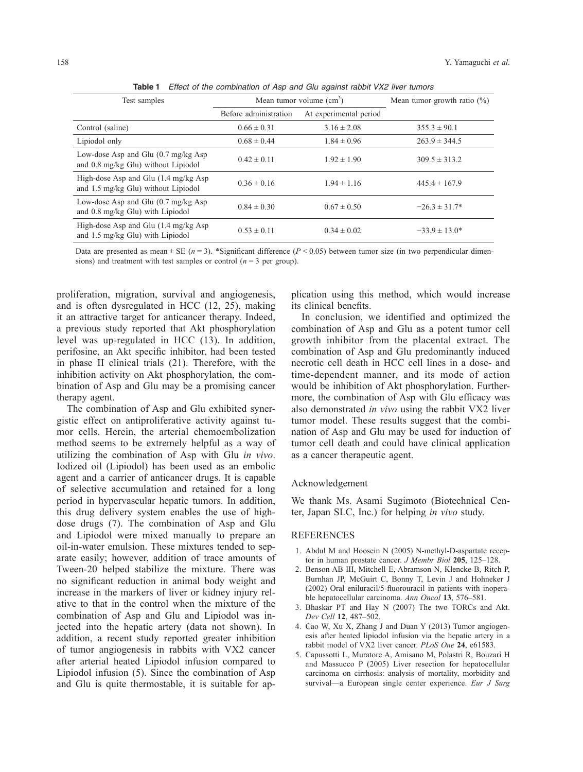**Table 1** *Effect of the combination of Asp and Glu against rabbit VX2 liver tumors*

| Test samples | Mean tumor volume ($cm^3$) | | Mean tumor growth ratio (%) |
|---|---|---|---|
| | Before administration | At experimental period | |
| Control (saline) | 0.66 ± 0.31 | 3.16 ± 2.08 | 355.3 ± 90.1 |
| Lipiodol only | 0.68 ± 0.44 | 1.84 ± 0.96 | 263.9 ± 344.5 |
| Low-dose Asp and Glu (0.7 mg/kg Asp and 0.8 mg/kg Glu) without Lipiodol | 0.42 ± 0.11 | 1.92 ± 1.90 | 309.5 ± 313.2 |
| High-dose Asp and Glu (1.4 mg/kg Asp and 1.5 mg/kg Glu) without Lipiodol | 0.36 ± 0.16 | 1.94 ± 1.16 | 445.4 ± 167.9 |
| Low-dose Asp and Glu (0.7 mg/kg Asp and 0.8 mg/kg Glu) with Lipiodol | 0.84 ± 0.30 | 0.67 ± 0.50 | −26.3 ± 31.7* |
| High-dose Asp and Glu (1.4 mg/kg Asp and 1.5 mg/kg Glu) with Lipiodol | 0.53 ± 0.11 | 0.34 ± 0.02 | −33.9 ± 13.0* |

Data are presented as mean ± SE ($n = 3$). *Significant difference ($P < 0.05$) between tumor size (in two perpendicular dimensions) and treatment with test samples or control ($n = 3$ per group).

proliferation, migration, survival and angiogenesis, and is often dysregulated in HCC (12, 25), making it an attractive target for anticancer therapy. Indeed, a previous study reported that Akt phosphorylation level was up-regulated in HCC (13). In addition, perifosine, an Akt specific inhibitor, had been tested in phase II clinical trials (21). Therefore, with the inhibition activity on Akt phosphorylation, the combination of Asp and Glu may be a promising cancer therapy agent.

The combination of Asp and Glu exhibited synergistic effect on antiproliferative activity against tumor cells. Herein, the arterial chemoembolization method seems to be extremely helpful as a way of utilizing the combination of Asp with Glu *in vivo*. Iodized oil (Lipiodol) has been used as an embolic agent and a carrier of anticancer drugs. It is capable of selective accumulation and retained for a long period in hypervascular hepatic tumors. In addition, this drug delivery system enables the use of high-dose drugs (7). The combination of Asp and Glu and Lipiodol were mixed manually to prepare an oil-in-water emulsion. These mixtures tended to separate easily; however, addition of trace amounts of Tween-20 helped stabilize the mixture. There was no significant reduction in animal body weight and increase in the markers of liver or kidney injury relative to that in the control when the mixture of the combination of Asp and Glu and Lipiodol was injected into the hepatic artery (data not shown). In addition, a recent study reported greater inhibition of tumor angiogenesis in rabbits with VX2 cancer after arterial heated Lipiodol infusion compared to Lipiodol infusion (5). Since the combination of Asp and Glu is quite thermostable, it is suitable for application using this method, which would increase its clinical benefits.

In conclusion, we identified and optimized the combination of Asp and Glu as a potent tumor cell growth inhibitor from the placental extract. The combination of Asp and Glu predominantly induced necrotic cell death in HCC cell lines in a dose- and time-dependent manner, and its mode of action would be inhibition of Akt phosphorylation. Furthermore, the combination of Asp with Glu efficacy was also demonstrated *in vivo* using the rabbit VX2 liver tumor model. These results suggest that the combination of Asp and Glu may be used for induction of tumor cell death and could have clinical application as a cancer therapeutic agent.

## Acknowledgement

We thank Ms. Asami Sugimoto (Biotechnical Center, Japan SLC, Inc.) for helping *in vivo* study.

## REFERENCES

1. Abdul M and Hoosein N (2005) N-methyl-D-aspartate receptor in human prostate cancer. *J Membr Biol* **205**, 125–128.
2. Benson AB III, Mitchell E, Abramson N, Klencke B, Ritch P, Burnhan JP, McGuirt C, Bonny T, Levin J and Hohneker J (2002) Oral eniluracil/5-fluorouracil in patients with inoperable hepatocellular carcinoma. *Ann Oncol* **13**, 576–581.
3. Bhaskar PT and Hay N (2007) The two TORCs and Akt. *Dev Cell* **12**, 487–502.
4. Cao W, Xu X, Zhang J and Duan Y (2013) Tumor angiogenesis after heated lipiodol infusion via the hepatic artery in a rabbit model of VX2 liver cancer. *PLoS One* **24**, e61583.
5. Capussotti L, Muratore A, Amisano M, Polastri R, Bouzari H and Massucco P (2005) Liver resection for hepatocellular carcinoma on cirrhosis: analysis of mortality, morbidity and survival—a European single center experience. *Eur J Surg*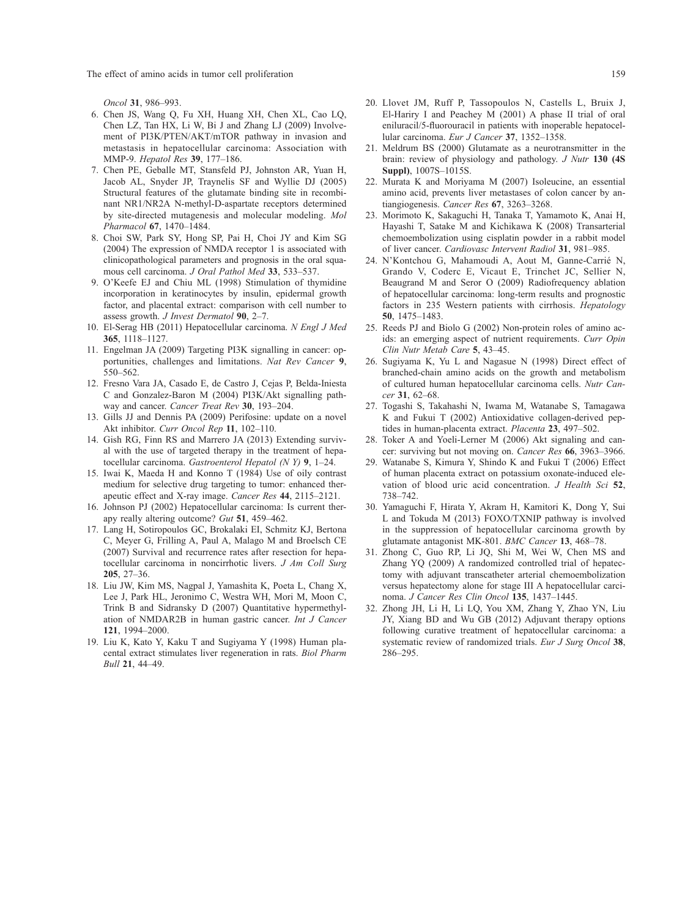*Oncol* **31**, 986–993.

6. Chen JS, Wang Q, Fu XH, Huang XH, Chen XL, Cao LQ, Chen LZ, Tan HX, Li W, Bi J and Zhang LJ (2009) Involvement of PI3K/PTEN/AKT/mTOR pathway in invasion and metastasis in hepatocellular carcinoma: Association with MMP-9. *Hepatol Res* **39**, 177–186.
7. Chen PE, Geballe MT, Stansfeld PJ, Johnston AR, Yuan H, Jacob AL, Snyder JP, Traynelis SF and Wyllie DJ (2005) Structural features of the glutamate binding site in recombinant NR1/NR2A N-methyl-D-aspartate receptors determined by site-directed mutagenesis and molecular modeling. *Mol Pharmacol* **67**, 1470–1484.
8. Choi SW, Park SY, Hong SP, Pai H, Choi JY and Kim SG (2004) The expression of NMDA receptor 1 is associated with clinicopathological parameters and prognosis in the oral squamous cell carcinoma. *J Oral Pathol Med* **33**, 533–537.
9. O'Keefe EJ and Chiu ML (1998) Stimulation of thymidine incorporation in keratinocytes by insulin, epidermal growth factor, and placental extract: comparison with cell number to assess growth. *J Invest Dermatol* **90**, 2–7.
10. El-Serag HB (2011) Hepatocellular carcinoma. *N Engl J Med* **365**, 1118–1127.
11. Engelman JA (2009) Targeting PI3K signalling in cancer: opportunities, challenges and limitations. *Nat Rev Cancer* **9**, 550–562.
12. Fresno Vara JA, Casado E, de Castro J, Cejas P, Belda-Iniesta C and Gonzalez-Baron M (2004) PI3K/Akt signalling pathway and cancer. *Cancer Treat Rev* **30**, 193–204.
13. Gills JJ and Dennis PA (2009) Perifosine: update on a novel Akt inhibitor. *Curr Oncol Rep* **11**, 102–110.
14. Gish RG, Finn RS and Marrero JA (2013) Extending survival with the use of targeted therapy in the treatment of hepatocellular carcinoma. *Gastroenterol Hepatol (N Y)* **9**, 1–24.
15. Iwai K, Maeda H and Konno T (1984) Use of oily contrast medium for selective drug targeting to tumor: enhanced therapeutic effect and X-ray image. *Cancer Res* **44**, 2115–2121.
16. Johnson PJ (2002) Hepatocellular carcinoma: Is current therapy really altering outcome? *Gut* **51**, 459–462.
17. Lang H, Sotiropoulos GC, Brokalaki EI, Schmitz KJ, Bertona C, Meyer G, Frilling A, Paul A, Malago M and Broelsch CE (2007) Survival and recurrence rates after resection for hepatocellular carcinoma in noncirrhotic livers. *J Am Coll Surg* **205**, 27–36.
18. Liu JW, Kim MS, Nagpal J, Yamashita K, Poeta L, Chang X, Lee J, Park HL, Jeronimo C, Westra WH, Mori M, Moon C, Trink B and Sidransky D (2007) Quantitative hypermethylation of NMDAR2B in human gastric cancer. *Int J Cancer* **121**, 1994–2000.
19. Liu K, Kato Y, Kaku T and Sugiyama Y (1998) Human placental extract stimulates liver regeneration in rats. *Biol Pharm Bull* **21**, 44–49.
20. Llovet JM, Ruff P, Tassopoulos N, Castells L, Bruix J, El-Hariry I and Peachey M (2001) A phase II trial of oral eniluracil/5-fluorouracil in patients with inoperable hepatocellular carcinoma. *Eur J Cancer* **37**, 1352–1358.
21. Meldrum BS (2000) Glutamate as a neurotransmitter in the brain: review of physiology and pathology. *J Nutr* **130 (4S Suppl)**, 1007S–1015S.
22. Murata K and Moriyama M (2007) Isoleucine, an essential amino acid, prevents liver metastases of colon cancer by antiangiogenesis. *Cancer Res* **67**, 3263–3268.
23. Morimoto K, Sakaguchi H, Tanaka T, Yamamoto K, Anai H, Hayashi T, Satake M and Kichikawa K (2008) Transarterial chemoembolization using cisplatin powder in a rabbit model of liver cancer. *Cardiovasc Intervent Radiol* **31**, 981–985.
24. N'Kontchou G, Mahamoudi A, Aout M, Ganne-Carrié N, Grando V, Coderc E, Vicaut E, Trinchet JC, Sellier N, Beaugrand M and Seror O (2009) Radiofrequency ablation of hepatocellular carcinoma: long-term results and prognostic factors in 235 Western patients with cirrhosis. *Hepatology* **50**, 1475–1483.
25. Reeds PJ and Biolo G (2002) Non-protein roles of amino acids: an emerging aspect of nutrient requirements. *Curr Opin Clin Nutr Metab Care* **5**, 43–45.
26. Sugiyama K, Yu L and Nagasue N (1998) Direct effect of branched-chain amino acids on the growth and metabolism of cultured human hepatocellular carcinoma cells. *Nutr Cancer* **31**, 62–68.
27. Togashi S, Takahashi N, Iwama M, Watanabe S, Tamagawa K and Fukui T (2002) Antioxidative collagen-derived peptides in human-placenta extract. *Placenta* **23**, 497–502.
28. Toker A and Yoeli-Lerner M (2006) Akt signaling and cancer: surviving but not moving on. *Cancer Res* **66**, 3963–3966.
29. Watanabe S, Kimura Y, Shindo K and Fukui T (2006) Effect of human placenta extract on potassium oxonate-induced elevation of blood uric acid concentration. *J Health Sci* **52**, 738–742.
30. Yamaguchi F, Hirata Y, Akram H, Kamitori K, Dong Y, Sui L and Tokuda M (2013) FOXO/TXNIP pathway is involved in the suppression of hepatocellular carcinoma growth by glutamate antagonist MK-801. *BMC Cancer* **13**, 468–78.
31. Zhong C, Guo RP, Li JQ, Shi M, Wei W, Chen MS and Zhang YQ (2009) A randomized controlled trial of hepatectomy with adjuvant transcatheter arterial chemoembolization versus hepatectomy alone for stage III A hepatocellular carcinoma. *J Cancer Res Clin Oncol* **135**, 1437–1445.
32. Zhong JH, Li H, Li LQ, You XM, Zhang Y, Zhao YN, Liu JY, Xiang BD and Wu GB (2012) Adjuvant therapy options following curative treatment of hepatocellular carcinoma: a systematic review of randomized trials. *Eur J Surg Oncol* **38**, 286–295.